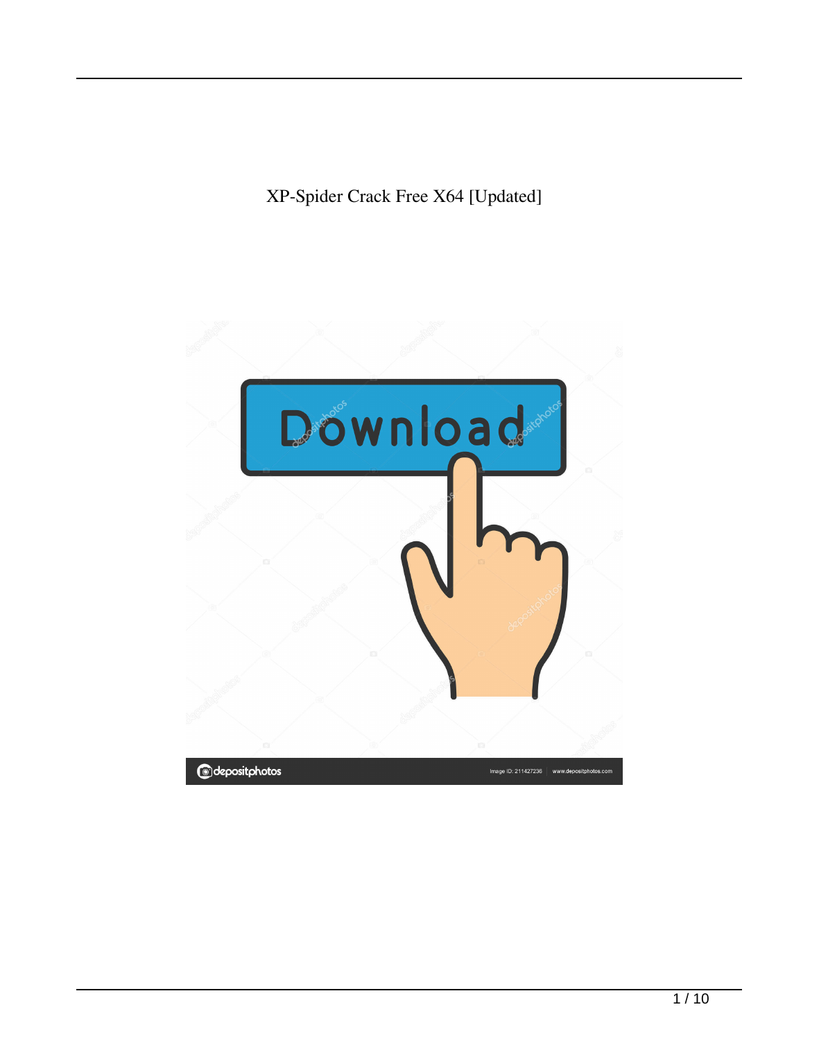XP-Spider Crack Free X64 [Updated]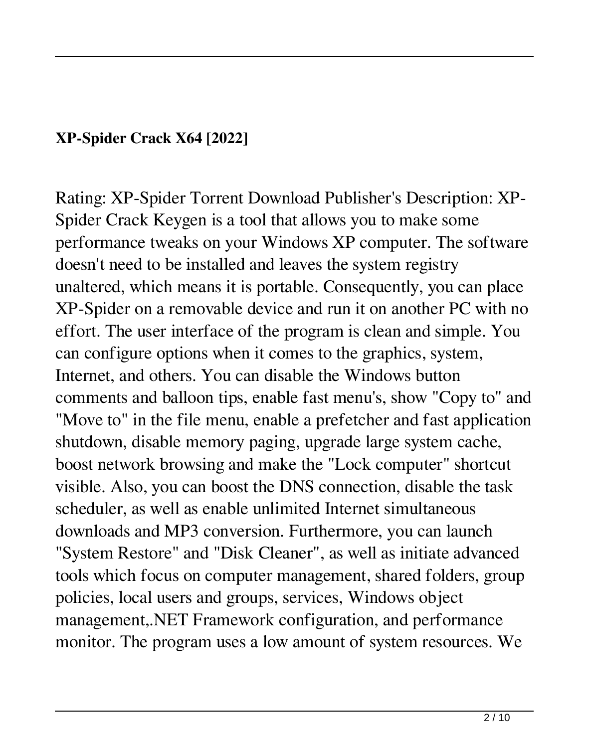**XP-Spider Crack X64 [2022]**

Rating: XP-Spider Torrent Download Publisher's Description: XP-Spider Crack Keygen is a tool that allows you to make some performance tweaks on your Windows XP computer. The software doesn't need to be installed and leaves the system registry unaltered, which means it is portable. Consequently, you can place XP-Spider on a removable device and run it on another PC with no effort. The user interface of the program is clean and simple. You can configure options when it comes to the graphics, system, Internet, and others. You can disable the Windows button comments and balloon tips, enable fast menu's, show "Copy to" and "Move to" in the file menu, enable a prefetcher and fast application shutdown, disable memory paging, upgrade large system cache, boost network browsing and make the "Lock computer" shortcut visible. Also, you can boost the DNS connection, disable the task scheduler, as well as enable unlimited Internet simultaneous downloads and MP3 conversion. Furthermore, you can launch "System Restore" and "Disk Cleaner", as well as initiate advanced tools which focus on computer management, shared folders, group policies, local users and groups, services, Windows object management,.NET Framework configuration, and performance monitor. The program uses a low amount of system resources. We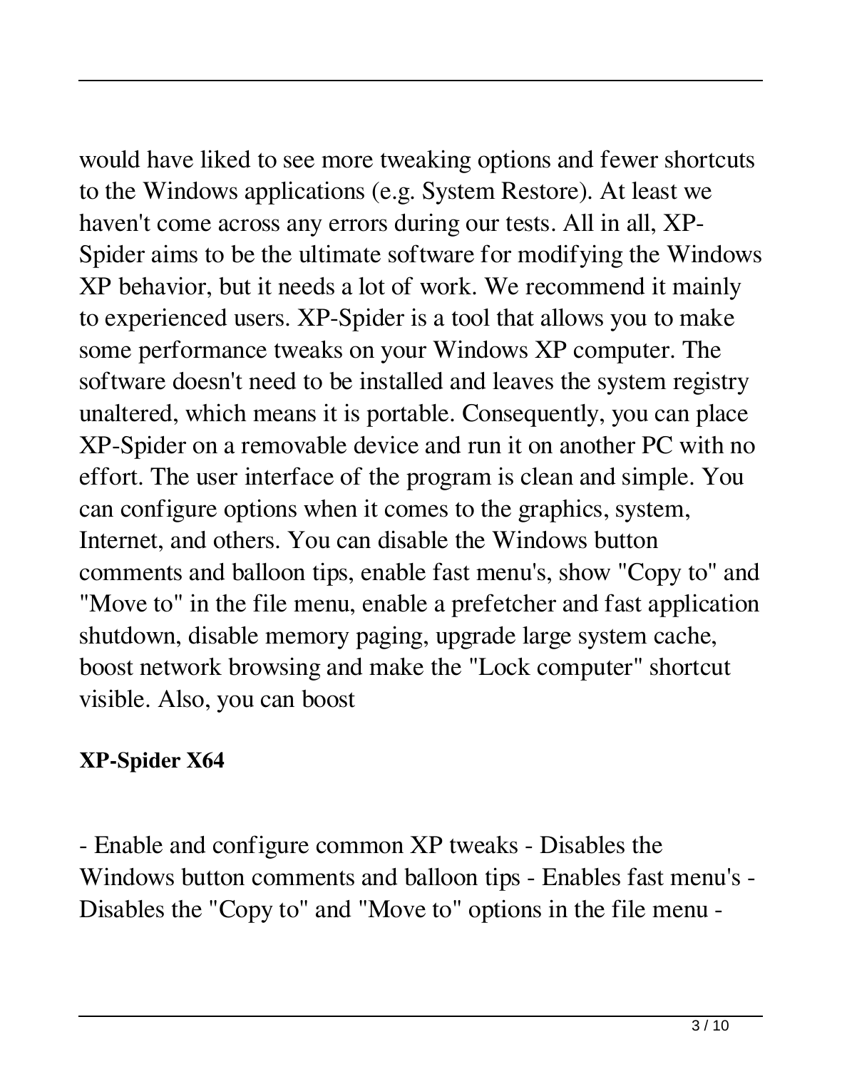would have liked to see more tweaking options and fewer shortcuts to the Windows applications (e.g. System Restore). At least we haven't come across any errors during our tests. All in all, XP-Spider aims to be the ultimate software for modifying the Windows XP behavior, but it needs a lot of work. We recommend it mainly to experienced users. XP-Spider is a tool that allows you to make some performance tweaks on your Windows XP computer. The software doesn't need to be installed and leaves the system registry unaltered, which means it is portable. Consequently, you can place XP-Spider on a removable device and run it on another PC with no effort. The user interface of the program is clean and simple. You can configure options when it comes to the graphics, system, Internet, and others. You can disable the Windows button comments and balloon tips, enable fast menu's, show "Copy to" and "Move to" in the file menu, enable a prefetcher and fast application shutdown, disable memory paging, upgrade large system cache, boost network browsing and make the "Lock computer" shortcut visible. Also, you can boost

**XP-Spider X64**

- Enable and configure common XP tweaks - Disables the Windows button comments and balloon tips - Enables fast menu's - Disables the "Copy to" and "Move to" options in the file menu -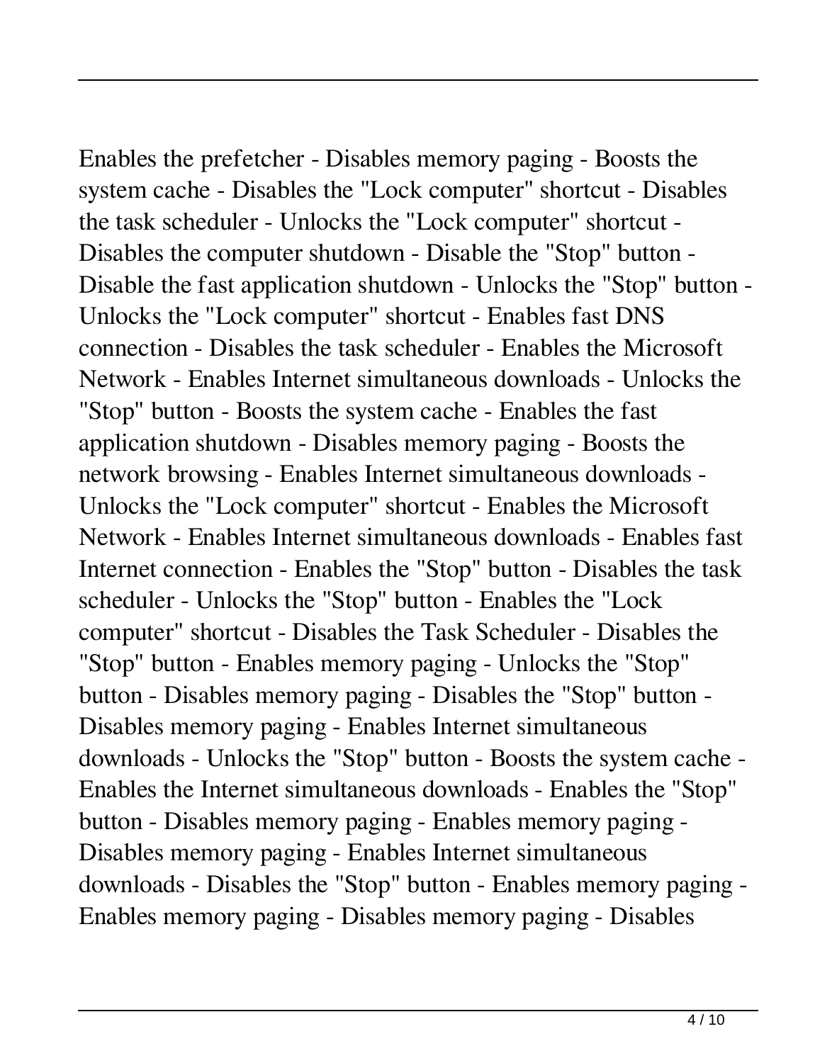Enables the prefetcher - Disables memory paging - Boosts the system cache - Disables the "Lock computer" shortcut - Disables the task scheduler - Unlocks the "Lock computer" shortcut - Disables the computer shutdown - Disable the "Stop" button - Disable the fast application shutdown - Unlocks the "Stop" button - Unlocks the "Lock computer" shortcut - Enables fast DNS connection - Disables the task scheduler - Enables the Microsoft Network - Enables Internet simultaneous downloads - Unlocks the "Stop" button - Boosts the system cache - Enables the fast application shutdown - Disables memory paging - Boosts the network browsing - Enables Internet simultaneous downloads - Unlocks the "Lock computer" shortcut - Enables the Microsoft Network - Enables Internet simultaneous downloads - Enables fast Internet connection - Enables the "Stop" button - Disables the task scheduler - Unlocks the "Stop" button - Enables the "Lock computer" shortcut - Disables the Task Scheduler - Disables the "Stop" button - Enables memory paging - Unlocks the "Stop" button - Disables memory paging - Disables the "Stop" button - Disables memory paging - Enables Internet simultaneous downloads - Unlocks the "Stop" button - Boosts the system cache - Enables the Internet simultaneous downloads - Enables the "Stop" button - Disables memory paging - Enables memory paging - Disables memory paging - Enables Internet simultaneous downloads - Disables the "Stop" button - Enables memory paging - Enables memory paging - Disables memory paging - Disables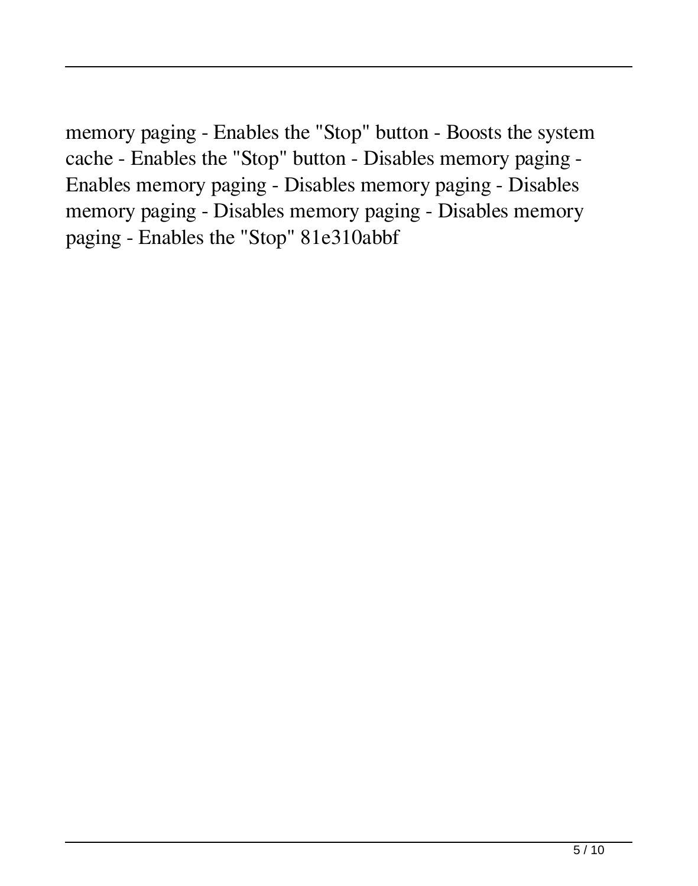memory paging - Enables the "Stop" button - Boosts the system cache - Enables the "Stop" button - Disables memory paging - Enables memory paging - Disables memory paging - Disables memory paging - Disables memory paging - Disables memory paging - Enables the "Stop" 81e310abbf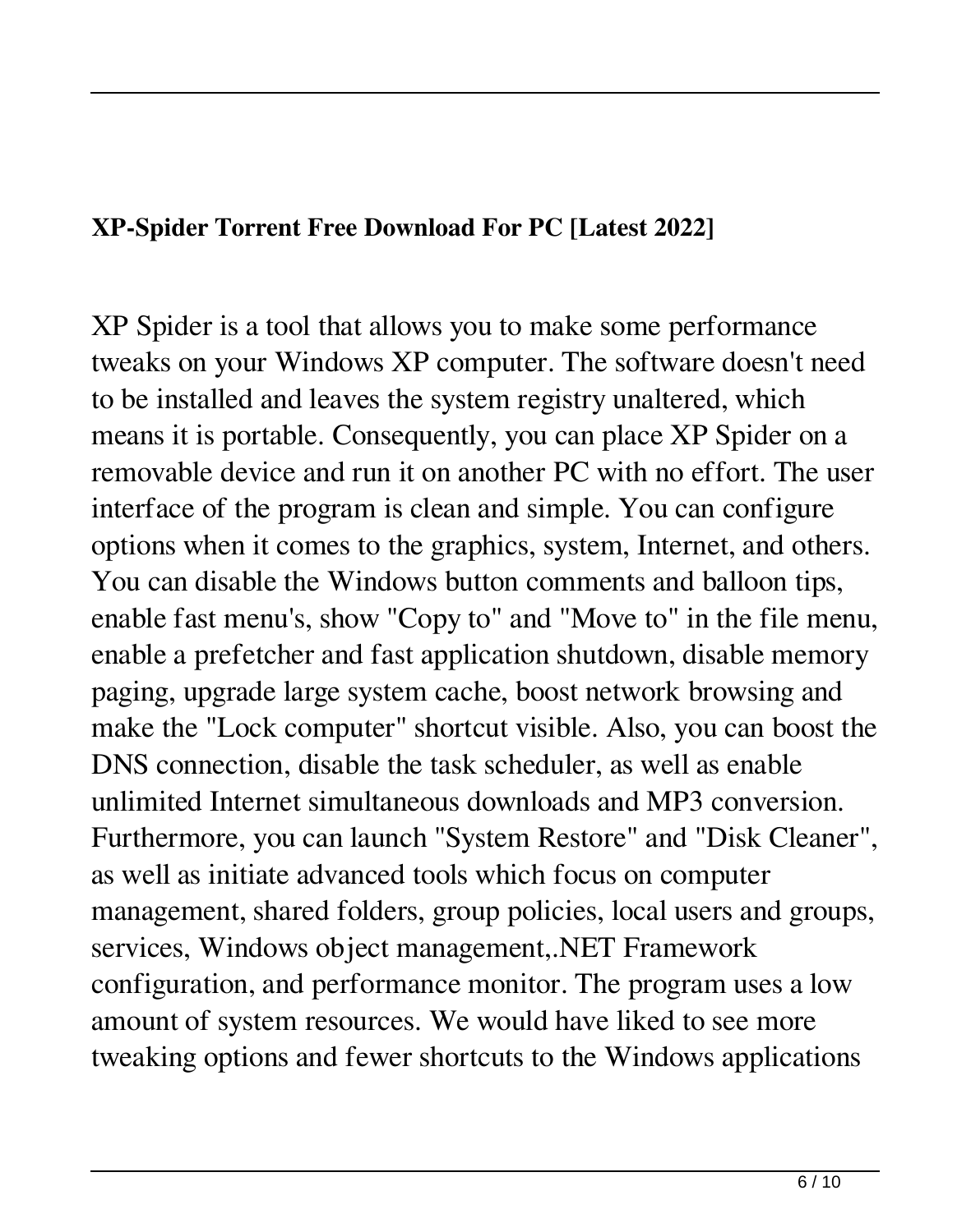**XP-Spider Torrent Free Download For PC [Latest 2022]**

XP Spider is a tool that allows you to make some performance tweaks on your Windows XP computer. The software doesn't need to be installed and leaves the system registry unaltered, which means it is portable. Consequently, you can place XP Spider on a removable device and run it on another PC with no effort. The user interface of the program is clean and simple. You can configure options when it comes to the graphics, system, Internet, and others. You can disable the Windows button comments and balloon tips, enable fast menu's, show "Copy to" and "Move to" in the file menu, enable a prefetcher and fast application shutdown, disable memory paging, upgrade large system cache, boost network browsing and make the "Lock computer" shortcut visible. Also, you can boost the DNS connection, disable the task scheduler, as well as enable unlimited Internet simultaneous downloads and MP3 conversion. Furthermore, you can launch "System Restore" and "Disk Cleaner", as well as initiate advanced tools which focus on computer management, shared folders, group policies, local users and groups, services, Windows object management,.NET Framework configuration, and performance monitor. The program uses a low amount of system resources. We would have liked to see more tweaking options and fewer shortcuts to the Windows applications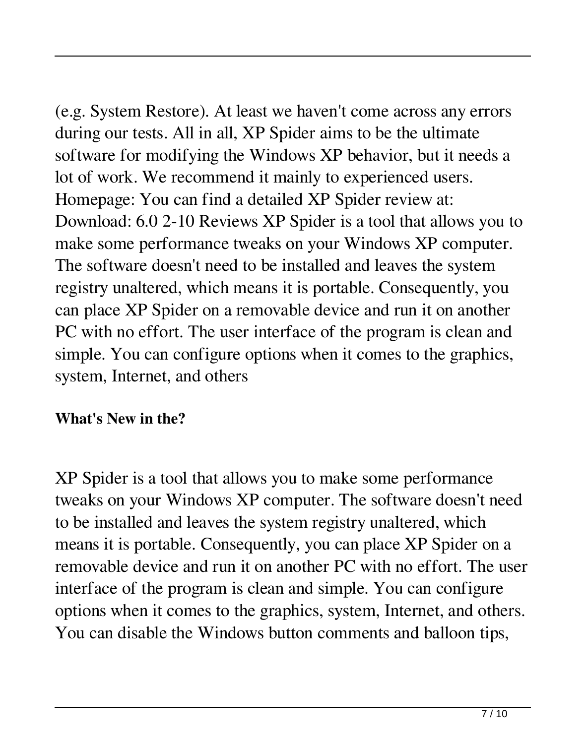(e.g. System Restore). At least we haven't come across any errors during our tests. All in all, XP Spider aims to be the ultimate software for modifying the Windows XP behavior, but it needs a lot of work. We recommend it mainly to experienced users. Homepage: You can find a detailed XP Spider review at: Download: 6.0 2-10 Reviews XP Spider is a tool that allows you to make some performance tweaks on your Windows XP computer. The software doesn't need to be installed and leaves the system registry unaltered, which means it is portable. Consequently, you can place XP Spider on a removable device and run it on another PC with no effort. The user interface of the program is clean and simple. You can configure options when it comes to the graphics, system, Internet, and others

**What's New in the?**

XP Spider is a tool that allows you to make some performance tweaks on your Windows XP computer. The software doesn't need to be installed and leaves the system registry unaltered, which means it is portable. Consequently, you can place XP Spider on a removable device and run it on another PC with no effort. The user interface of the program is clean and simple. You can configure options when it comes to the graphics, system, Internet, and others. You can disable the Windows button comments and balloon tips,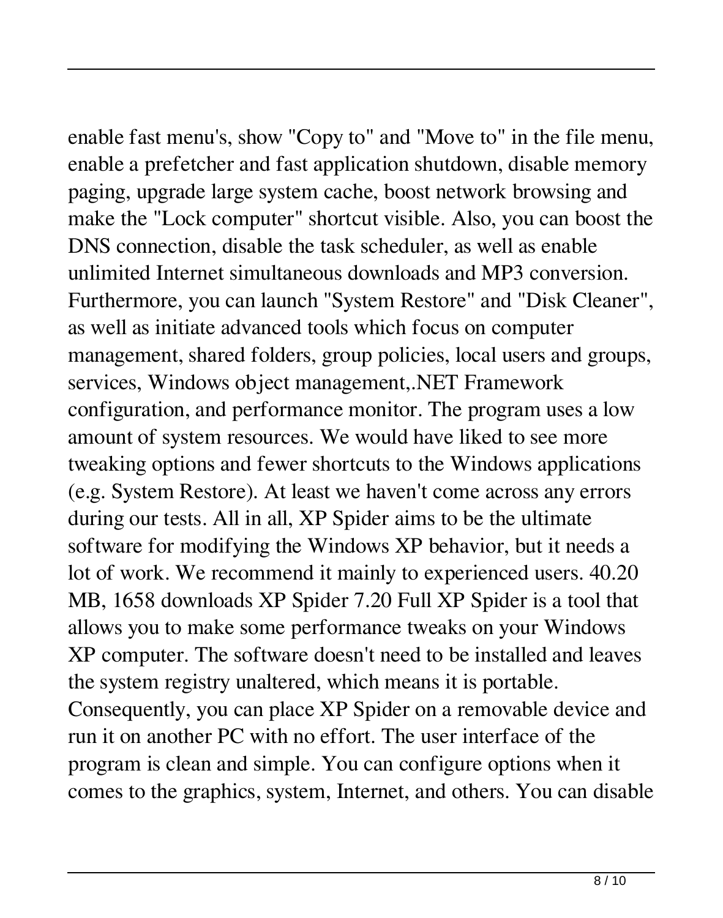enable fast menu's, show "Copy to" and "Move to" in the file menu, enable a prefetcher and fast application shutdown, disable memory paging, upgrade large system cache, boost network browsing and make the "Lock computer" shortcut visible. Also, you can boost the DNS connection, disable the task scheduler, as well as enable unlimited Internet simultaneous downloads and MP3 conversion. Furthermore, you can launch "System Restore" and "Disk Cleaner", as well as initiate advanced tools which focus on computer management, shared folders, group policies, local users and groups, services, Windows object management,.NET Framework configuration, and performance monitor. The program uses a low amount of system resources. We would have liked to see more tweaking options and fewer shortcuts to the Windows applications (e.g. System Restore). At least we haven't come across any errors during our tests. All in all, XP Spider aims to be the ultimate software for modifying the Windows XP behavior, but it needs a lot of work. We recommend it mainly to experienced users. 40.20 MB, 1658 downloads XP Spider 7.20 Full XP Spider is a tool that allows you to make some performance tweaks on your Windows XP computer. The software doesn't need to be installed and leaves the system registry unaltered, which means it is portable. Consequently, you can place XP Spider on a removable device and run it on another PC with no effort. The user interface of the program is clean and simple. You can configure options when it comes to the graphics, system, Internet, and others. You can disable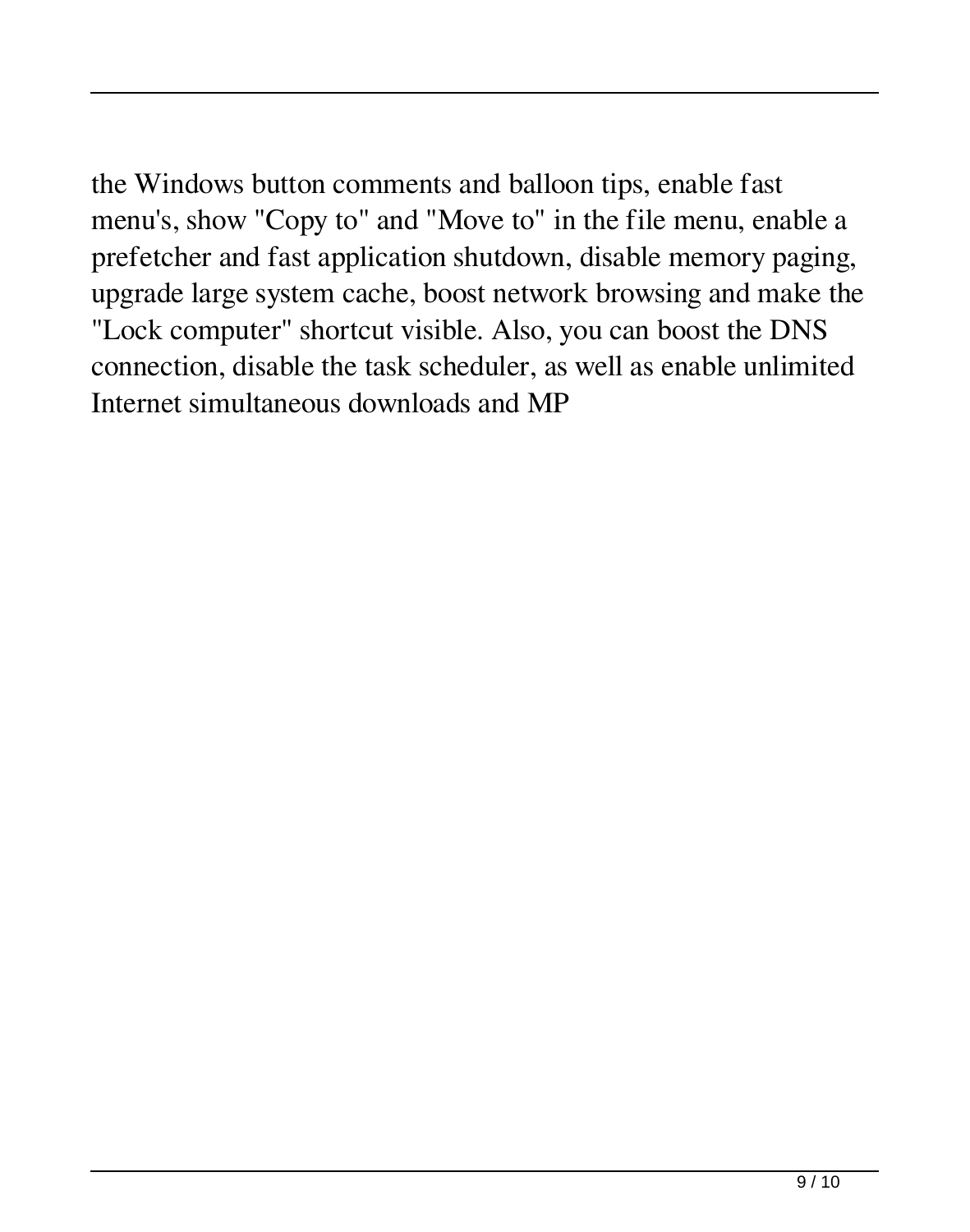the Windows button comments and balloon tips, enable fast menu's, show "Copy to" and "Move to" in the file menu, enable a prefetcher and fast application shutdown, disable memory paging, upgrade large system cache, boost network browsing and make the "Lock computer" shortcut visible. Also, you can boost the DNS connection, disable the task scheduler, as well as enable unlimited Internet simultaneous downloads and MP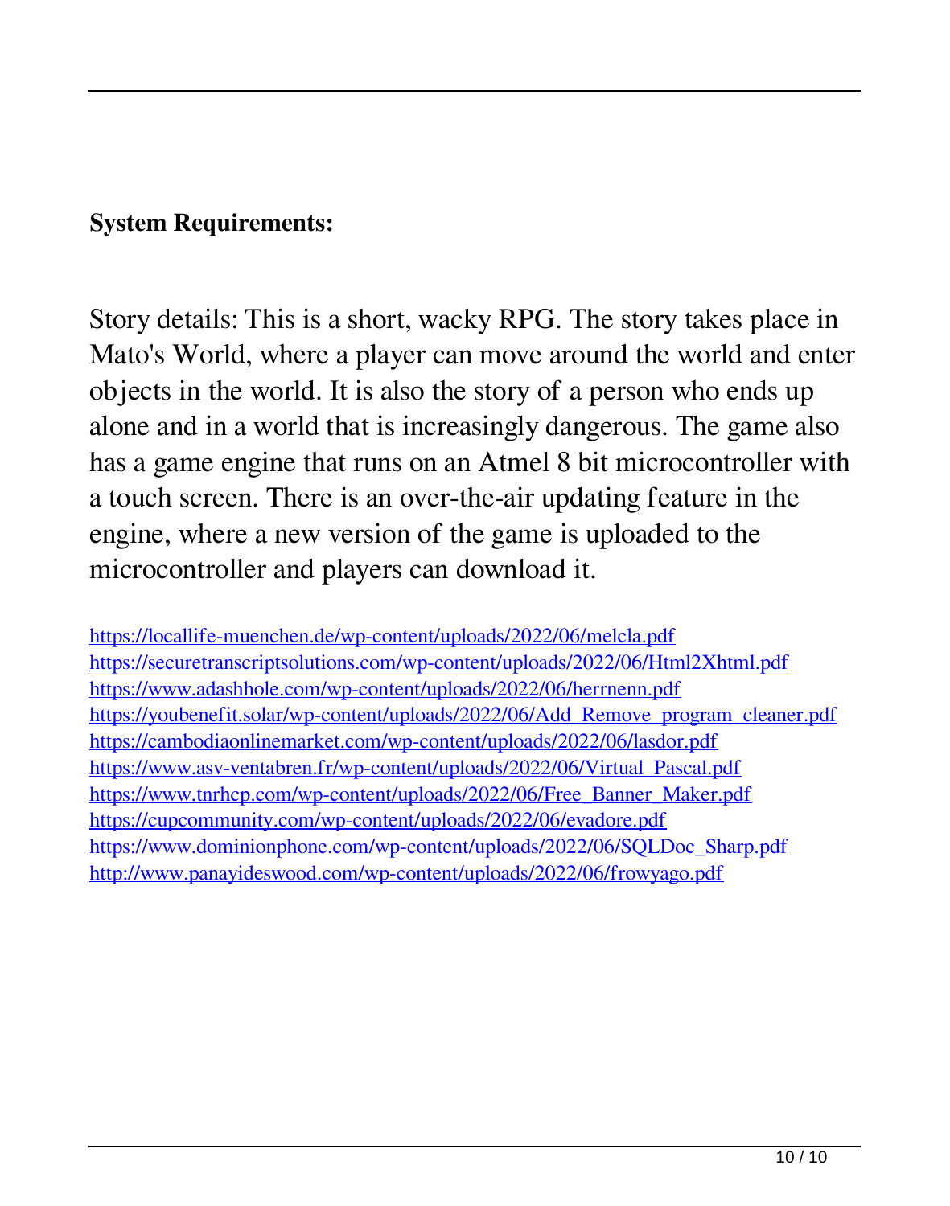**System Requirements:**

Story details: This is a short, wacky RPG. The story takes place in Mato's World, where a player can move around the world and enter objects in the world. It is also the story of a person who ends up alone and in a world that is increasingly dangerous. The game also has a game engine that runs on an Atmel 8 bit microcontroller with a touch screen. There is an over-the-air updating feature in the engine, where a new version of the game is uploaded to the microcontroller and players can download it.

https://locallife-muenchen.de/wp-content/uploads/2022/06/melcla.pdf
https://securetranscriptsolutions.com/wp-content/uploads/2022/06/Html2Xhtml.pdf
https://www.adashhole.com/wp-content/uploads/2022/06/herrnenn.pdf
https://youbenefit.solar/wp-content/uploads/2022/06/Add_Remove_program_cleaner.pdf
https://cambodiaonlinemarket.com/wp-content/uploads/2022/06/lasdor.pdf
https://www.asv-ventabren.fr/wp-content/uploads/2022/06/Virtual_Pascal.pdf
https://www.tnrhcp.com/wp-content/uploads/2022/06/Free_Banner_Maker.pdf
https://cupcommunity.com/wp-content/uploads/2022/06/evadore.pdf
https://www.dominionphone.com/wp-content/uploads/2022/06/SQLDoc_Sharp.pdf
http://www.panayideswood.com/wp-content/uploads/2022/06/frowyago.pdf